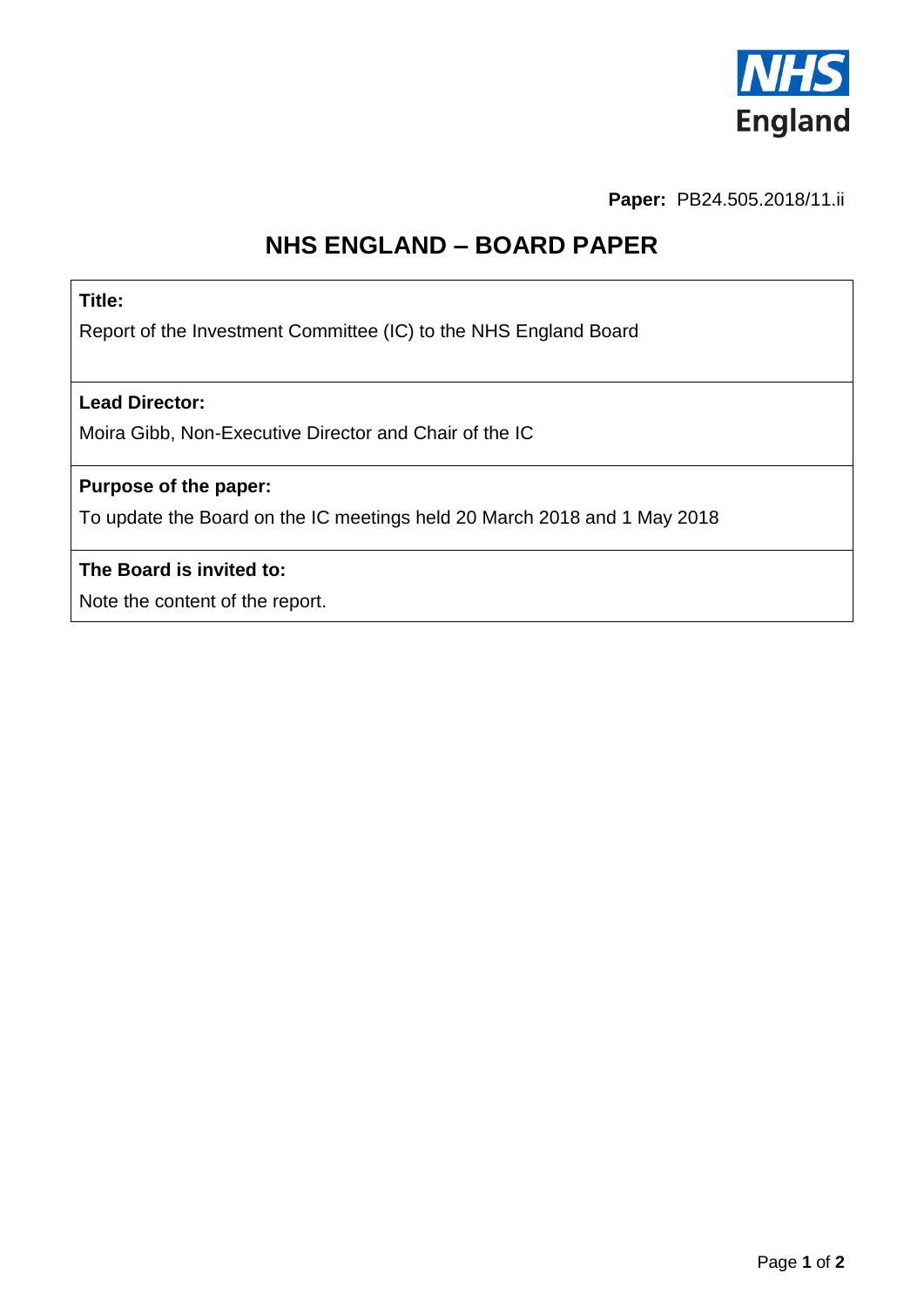**Paper:** PB24.505.2018/11.ii

# NHS ENGLAND – BOARD PAPER

**Title:**

Report of the Investment Committee (IC) to the NHS England Board

**Lead Director:**

Moira Gibb, Non-Executive Director and Chair of the IC

**Purpose of the paper:**

To update the Board on the IC meetings held 20 March 2018 and 1 May 2018

**The Board is invited to:**

Note the content of the report.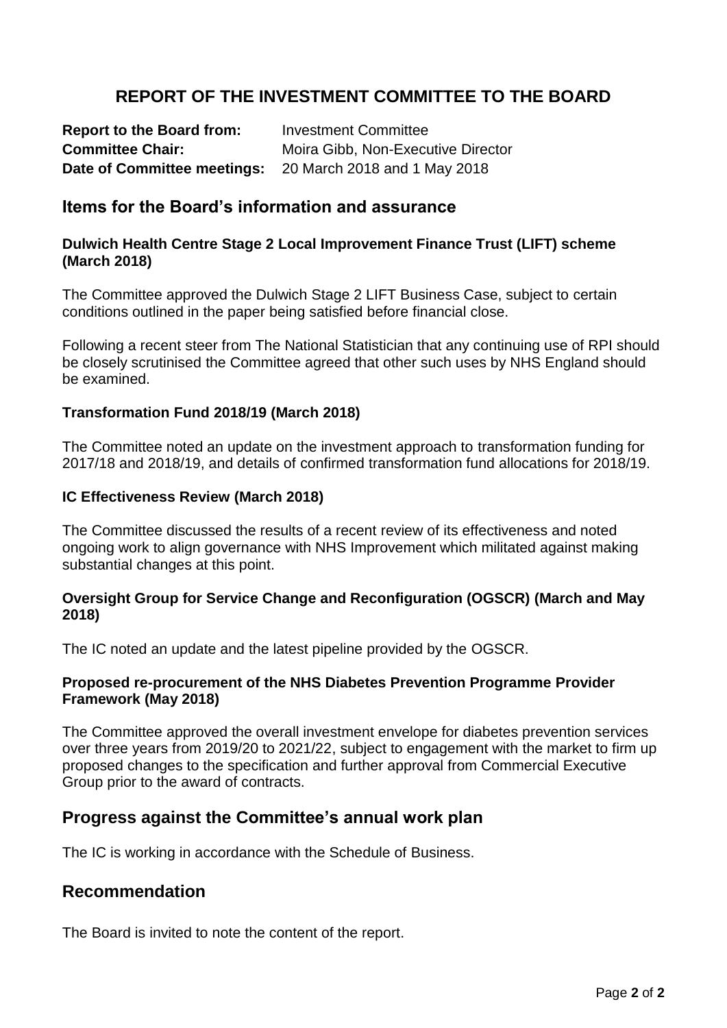# REPORT OF THE INVESTMENT COMMITTEE TO THE BOARD

**Report to the Board from:** Investment Committee
**Committee Chair:** Moira Gibb, Non-Executive Director
**Date of Committee meetings:** 20 March 2018 and 1 May 2018

## Items for the Board's information and assurance

### Dulwich Health Centre Stage 2 Local Improvement Finance Trust (LIFT) scheme (March 2018)

The Committee approved the Dulwich Stage 2 LIFT Business Case, subject to certain conditions outlined in the paper being satisfied before financial close.

Following a recent steer from The National Statistician that any continuing use of RPI should be closely scrutinised the Committee agreed that other such uses by NHS England should be examined.

### Transformation Fund 2018/19 (March 2018)

The Committee noted an update on the investment approach to transformation funding for 2017/18 and 2018/19, and details of confirmed transformation fund allocations for 2018/19.

### IC Effectiveness Review (March 2018)

The Committee discussed the results of a recent review of its effectiveness and noted ongoing work to align governance with NHS Improvement which militated against making substantial changes at this point.

### Oversight Group for Service Change and Reconfiguration (OGSCR) (March and May 2018)

The IC noted an update and the latest pipeline provided by the OGSCR.

### Proposed re-procurement of the NHS Diabetes Prevention Programme Provider Framework (May 2018)

The Committee approved the overall investment envelope for diabetes prevention services over three years from 2019/20 to 2021/22, subject to engagement with the market to firm up proposed changes to the specification and further approval from Commercial Executive Group prior to the award of contracts.

## Progress against the Committee's annual work plan

The IC is working in accordance with the Schedule of Business.

## Recommendation

The Board is invited to note the content of the report.